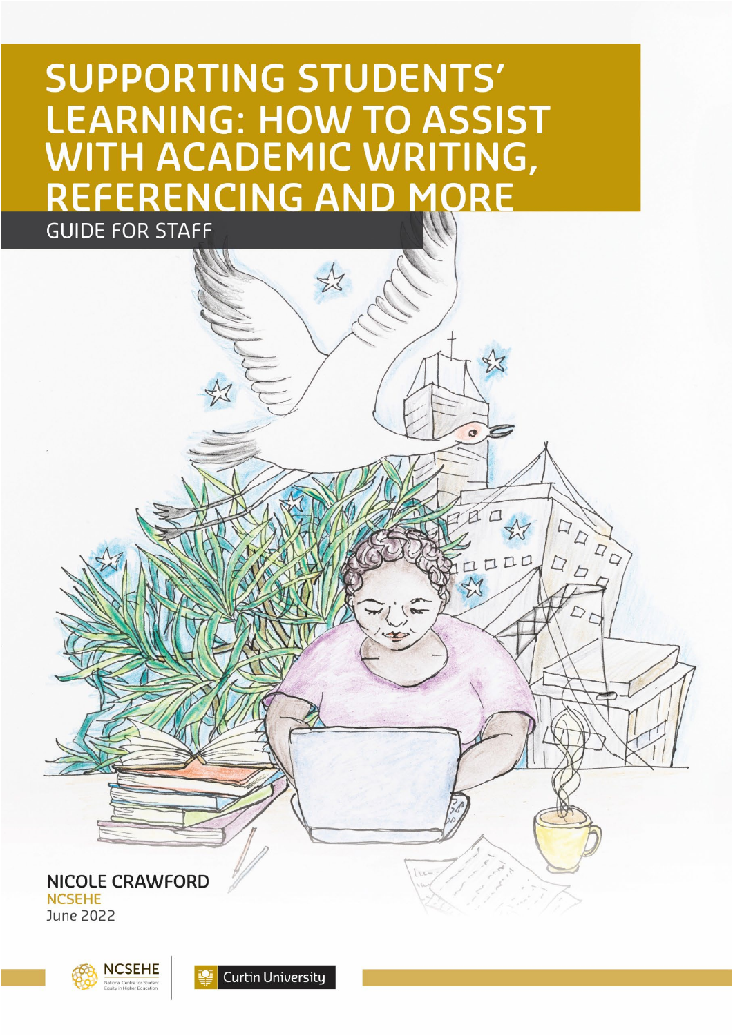# SUPPORTING STUDENTS' LEARNING: HOW TO ASSIST WITH ACADEMIC WRITING, REFERENCING AND MORE

## GUIDE FOR STAFF

**NICOLE CRAWFORD**

**NCSEHE**

June 2022

NCSEHE National Centre for Student Equity in Higher Education

Curtin University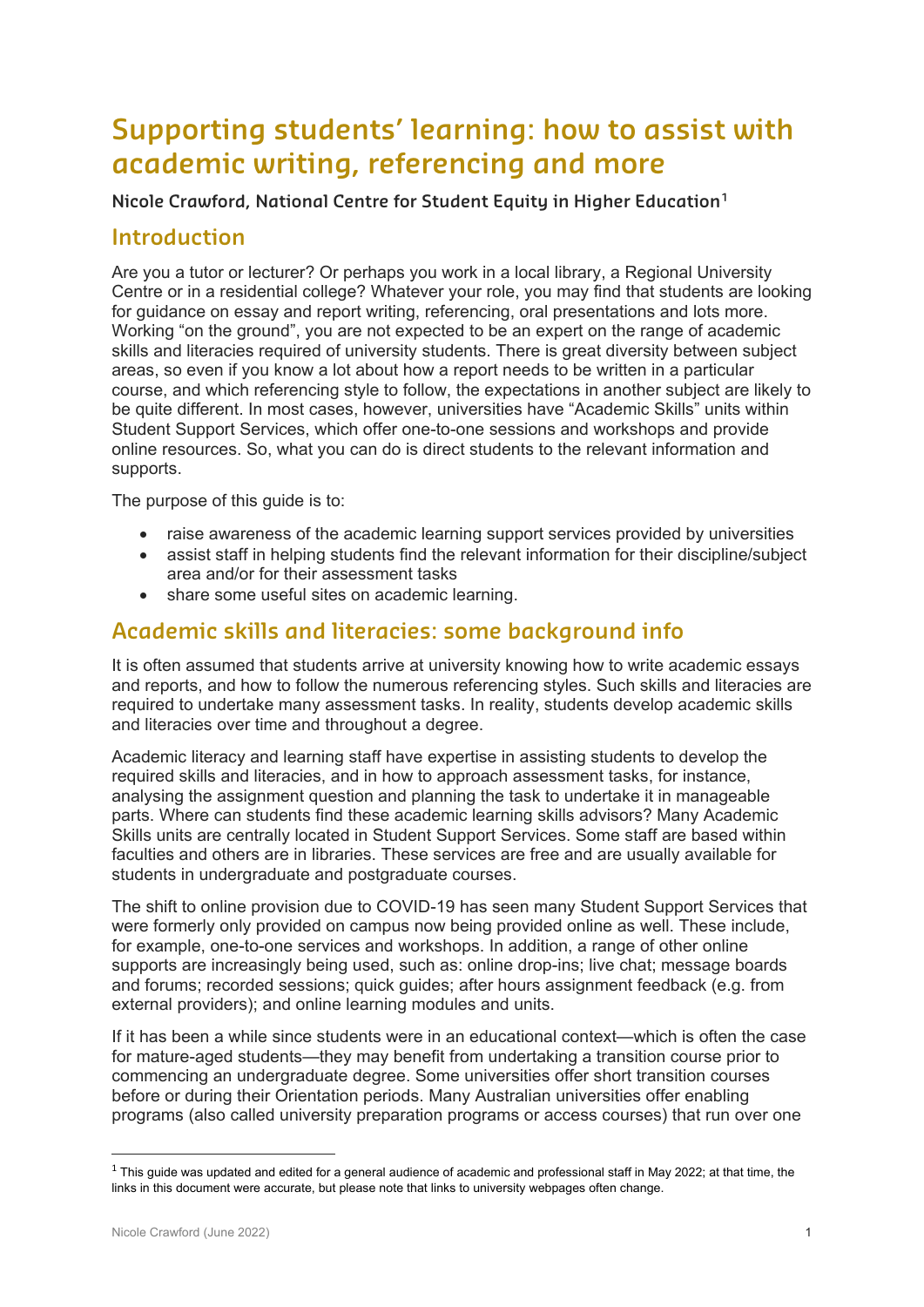# Supporting students' learning: how to assist with academic writing, referencing and more

**Nicole Crawford, National Centre for Student Equity in Higher Education**[1]

## Introduction

Are you a tutor or lecturer? Or perhaps you work in a local library, a Regional University Centre or in a residential college? Whatever your role, you may find that students are looking for guidance on essay and report writing, referencing, oral presentations and lots more. Working "on the ground", you are not expected to be an expert on the range of academic skills and literacies required of university students. There is great diversity between subject areas, so even if you know a lot about how a report needs to be written in a particular course, and which referencing style to follow, the expectations in another subject are likely to be quite different. In most cases, however, universities have "Academic Skills" units within Student Support Services, which offer one-to-one sessions and workshops and provide online resources. So, what you can do is direct students to the relevant information and supports.

The purpose of this guide is to:

- raise awareness of the academic learning support services provided by universities
- assist staff in helping students find the relevant information for their discipline/subject area and/or for their assessment tasks
- share some useful sites on academic learning.

## Academic skills and literacies: some background info

It is often assumed that students arrive at university knowing how to write academic essays and reports, and how to follow the numerous referencing styles. Such skills and literacies are required to undertake many assessment tasks. In reality, students develop academic skills and literacies over time and throughout a degree.

Academic literacy and learning staff have expertise in assisting students to develop the required skills and literacies, and in how to approach assessment tasks, for instance, analysing the assignment question and planning the task to undertake it in manageable parts. Where can students find these academic learning skills advisors? Many Academic Skills units are centrally located in Student Support Services. Some staff are based within faculties and others are in libraries. These services are free and are usually available for students in undergraduate and postgraduate courses.

The shift to online provision due to COVID-19 has seen many Student Support Services that were formerly only provided on campus now being provided online as well. These include, for example, one-to-one services and workshops. In addition, a range of other online supports are increasingly being used, such as: online drop-ins; live chat; message boards and forums; recorded sessions; quick guides; after hours assignment feedback (e.g. from external providers); and online learning modules and units.

If it has been a while since students were in an educational context—which is often the case for mature-aged students—they may benefit from undertaking a transition course prior to commencing an undergraduate degree. Some universities offer short transition courses before or during their Orientation periods. Many Australian universities offer enabling programs (also called university preparation programs or access courses) that run over one

[1] This guide was updated and edited for a general audience of academic and professional staff in May 2022; at that time, the links in this document were accurate, but please note that links to university webpages often change.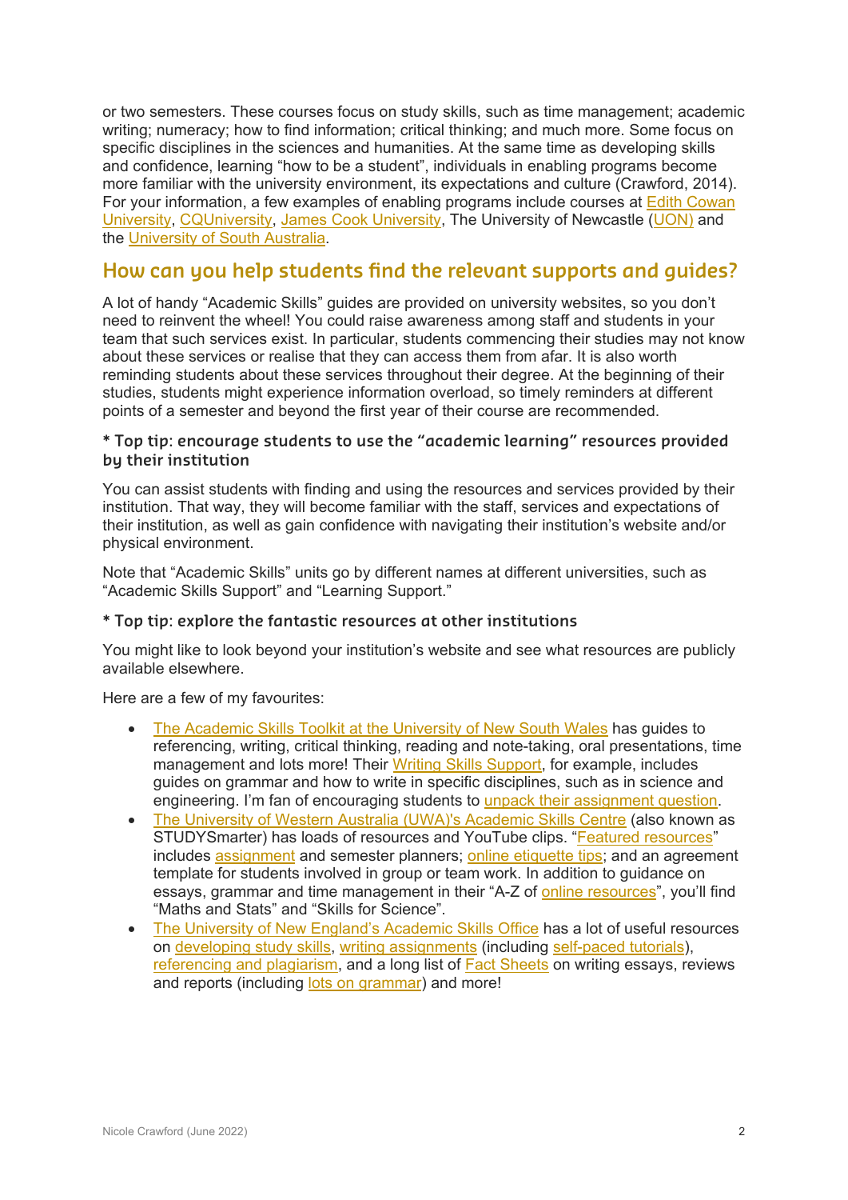or two semesters. These courses focus on study skills, such as time management; academic writing; numeracy; how to find information; critical thinking; and much more. Some focus on specific disciplines in the sciences and humanities. At the same time as developing skills and confidence, learning "how to be a student", individuals in enabling programs become more familiar with the university environment, its expectations and culture (Crawford, 2014). For your information, a few examples of enabling programs include courses at Edith Cowan University, CQUniversity, James Cook University, The University of Newcastle (UON) and the University of South Australia.

## How can you help students find the relevant supports and guides?

A lot of handy "Academic Skills" guides are provided on university websites, so you don't need to reinvent the wheel! You could raise awareness among staff and students in your team that such services exist. In particular, students commencing their studies may not know about these services or realise that they can access them from afar. It is also worth reminding students about these services throughout their degree. At the beginning of their studies, students might experience information overload, so timely reminders at different points of a semester and beyond the first year of their course are recommended.

### * Top tip: encourage students to use the "academic learning" resources provided by their institution

You can assist students with finding and using the resources and services provided by their institution. That way, they will become familiar with the staff, services and expectations of their institution, as well as gain confidence with navigating their institution's website and/or physical environment.

Note that "Academic Skills" units go by different names at different universities, such as "Academic Skills Support" and "Learning Support."

### * Top tip: explore the fantastic resources at other institutions

You might like to look beyond your institution's website and see what resources are publicly available elsewhere.

Here are a few of my favourites:

- The Academic Skills Toolkit at the University of New South Wales has guides to referencing, writing, critical thinking, reading and note-taking, oral presentations, time management and lots more! Their Writing Skills Support, for example, includes guides on grammar and how to write in specific disciplines, such as in science and engineering. I'm fan of encouraging students to unpack their assignment question.
- The University of Western Australia (UWA)'s Academic Skills Centre (also known as STUDYSmarter) has loads of resources and YouTube clips. "Featured resources" includes assignment and semester planners; online etiquette tips; and an agreement template for students involved in group or team work. In addition to guidance on essays, grammar and time management in their "A-Z of online resources", you'll find "Maths and Stats" and "Skills for Science".
- The University of New England's Academic Skills Office has a lot of useful resources on developing study skills, writing assignments (including self-paced tutorials), referencing and plagiarism, and a long list of Fact Sheets on writing essays, reviews and reports (including lots on grammar) and more!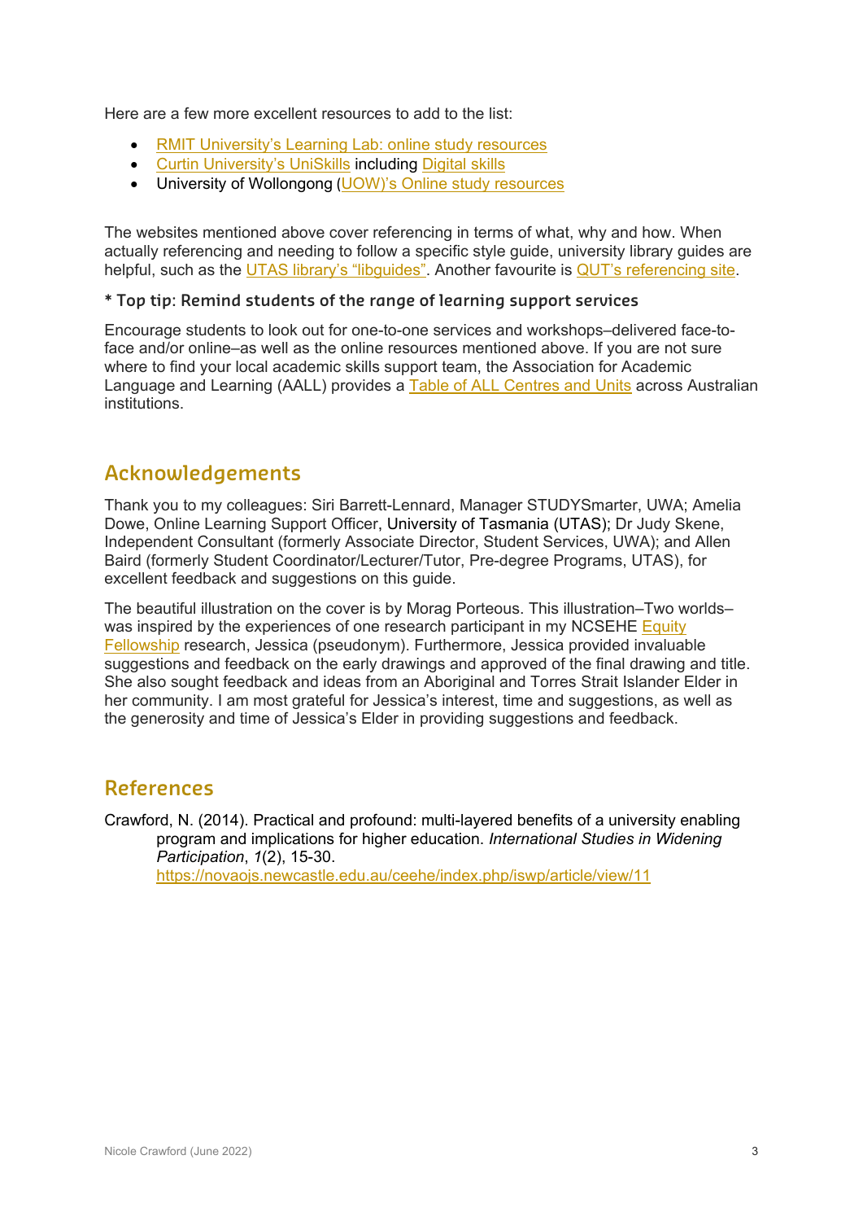Here are a few more excellent resources to add to the list:

- RMIT University's Learning Lab: online study resources
- Curtin University's UniSkills including Digital skills
- University of Wollongong (UOW)'s Online study resources

The websites mentioned above cover referencing in terms of what, why and how. When actually referencing and needing to follow a specific style guide, university library guides are helpful, such as the UTAS library's "libguides". Another favourite is QUT's referencing site.

**\* Top tip: Remind students of the range of learning support services**

Encourage students to look out for one-to-one services and workshops–delivered face-to-face and/or online–as well as the online resources mentioned above. If you are not sure where to find your local academic skills support team, the Association for Academic Language and Learning (AALL) provides a Table of ALL Centres and Units across Australian institutions.

## Acknowledgements

Thank you to my colleagues: Siri Barrett-Lennard, Manager STUDYSmarter, UWA; Amelia Dowe, Online Learning Support Officer, University of Tasmania (UTAS); Dr Judy Skene, Independent Consultant (formerly Associate Director, Student Services, UWA); and Allen Baird (formerly Student Coordinator/Lecturer/Tutor, Pre-degree Programs, UTAS), for excellent feedback and suggestions on this guide.

The beautiful illustration on the cover is by Morag Porteous. This illustration–Two worlds–was inspired by the experiences of one research participant in my NCSEHE Equity Fellowship research, Jessica (pseudonym). Furthermore, Jessica provided invaluable suggestions and feedback on the early drawings and approved of the final drawing and title. She also sought feedback and ideas from an Aboriginal and Torres Strait Islander Elder in her community. I am most grateful for Jessica's interest, time and suggestions, as well as the generosity and time of Jessica's Elder in providing suggestions and feedback.

## References

Crawford, N. (2014). Practical and profound: multi-layered benefits of a university enabling program and implications for higher education. *International Studies in Widening Participation*, *1*(2), 15-30. https://novaojs.newcastle.edu.au/ceehe/index.php/iswp/article/view/11